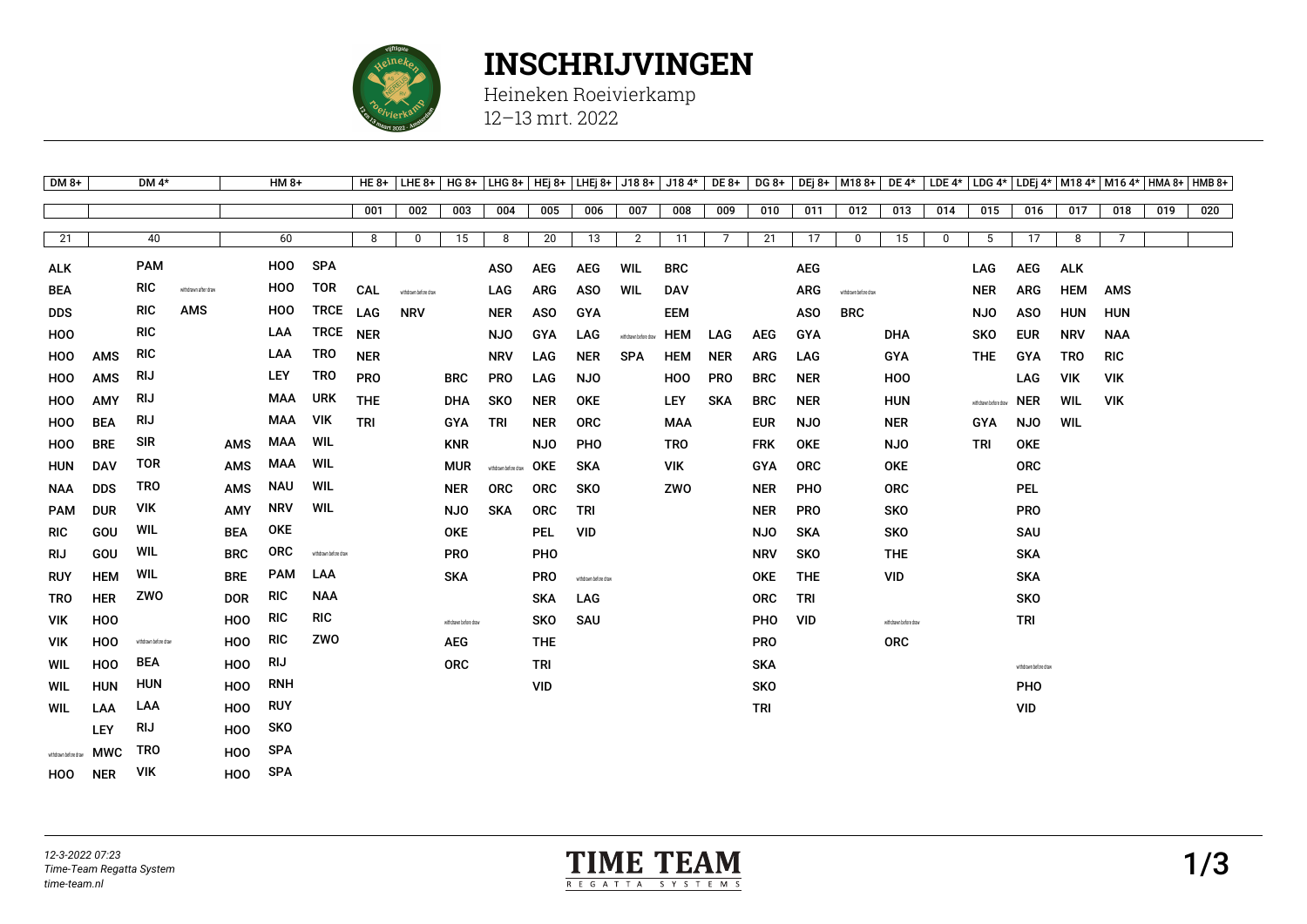# INSCHRIJVINGEN

Heineken Roeivierkamp
12–13 mrt. 2022

| DM 8+ | DM 4* | | | HM 8+ | | | HE 8+ | LHE 8+ | HG 8+ | LHG 8+ | HEj 8+ | LHEj 8+ | J18 8+ | J18 4* | DE 8+ | DG 8+ | DEj 8+ | M18 8+ | DE 4* | LDE 4* | LDG 4* | LDEj 4* | M18 4* | M16 4* | HMA 8+ | HMB 8+ |
|---|---|---|---|---|---|---|---|---|---|---|---|---|---|---|---|---|---|---|---|---|---|---|---|---|---|---|
| | | | | | | | 001 | 002 | 003 | 004 | 005 | 006 | 007 | 008 | 009 | 010 | 011 | 012 | 013 | 014 | 015 | 016 | 017 | 018 | 019 | 020 |
| 21 | 40 | | | 60 | | | 8 | 0 | 15 | 8 | 20 | 13 | 2 | 11 | 7 | 21 | 17 | 0 | 15 | 0 | 5 | 17 | 8 | 7 | | |
| ALK | | PAM | | | HOO | SPA | | | | ASO | AEG | AEG | WIL | BRC | | | AEG | | | | LAG | AEG | ALK | | | |
| BEA | | RIC | withdrawn after draw | | HOO | TOR | CAL | withdrawn before draw | | LAG | ARG | ASO | WIL | DAV | | | ARG | withdrawn before draw | | | NER | ARG | HEM | AMS | | |
| DDS | | RIC | AMS | | HOO | TRCE | LAG | NRV | | NER | ASO | GYA | | EEM | | | ASO | BRC | | | NJO | ASO | HUN | HUN | | |
| HOO | | RIC | | | LAA | TRCE | NER | | | NJO | GYA | LAG | withdrawn before draw | HEM | LAG | AEG | GYA | | DHA | | SKO | EUR | NRV | NAA | | |
| HOO | AMS | RIC | | | LAA | TRO | NER | | | NRV | LAG | NER | SPA | HEM | NER | ARG | LAG | | GYA | | THE | GYA | TRO | RIC | | |
| HOO | AMS | RIJ | | | LEY | TRO | PRO | | BRC | PRO | LAG | NJO | | HOO | PRO | BRC | NER | | HOO | | | LAG | VIK | VIK | | |
| HOO | AMY | RIJ | | | MAA | URK | THE | | DHA | SKO | NER | OKE | | LEY | SKA | BRC | NER | | HUN | | withdrawn before draw | NER | WIL | VIK | | |
| HOO | BEA | RIJ | | | MAA | VIK | TRI | | GYA | TRI | NER | ORC | | MAA | | EUR | NJO | | NER | | GYA | NJO | WIL | | | |
| HOO | BRE | SIR | | AMS | MAA | WIL | | | KNR | | NJO | PHO | | TRO | | FRK | OKE | | NJO | | TRI | OKE | | | | |
| HUN | DAV | TOR | | AMS | MAA | WIL | | | MUR | withdrawn before draw | OKE | SKA | | VIK | | GYA | ORC | | OKE | | | ORC | | | | |
| NAA | DDS | TRO | | AMS | NAU | WIL | | | NER | ORC | ORC | SKO | | ZWO | | NER | PHO | | ORC | | | PEL | | | | |
| PAM | DUR | VIK | | AMY | NRV | WIL | | | NJO | SKA | ORC | TRI | | | | NER | PRO | | SKO | | | PRO | | | | |
| RIC | GOU | WIL | | BEA | OKE | | | | OKE | | PEL | VID | | | | NJO | SKA | | SKO | | | SAU | | | | |
| RIJ | GOU | WIL | | BRC | ORC | withdrawn before draw | | | PRO | | PHO | | | | | NRV | SKO | | THE | | | SKA | | | | |
| RUY | HEM | WIL | | BRE | PAM | LAA | | | SKA | | PRO | withdrawn before draw | | | | OKE | THE | | VID | | | SKA | | | | |
| TRO | HER | ZWO | | DOR | RIC | NAA | | | | | SKA | LAG | | | | ORC | TRI | | | | | SKO | | | | |
| VIK | HOO | | | HOO | RIC | RIC | | | withdrawn before draw | | SKO | SAU | | | | PHO | VID | | withdrawn before draw | | | TRI | | | | |
| VIK | HOO | withdrawn before draw | | HOO | RIC | ZWO | | | AEG | | THE | | | | | PRO | | | ORC | | | | | | | |
| WIL | HOO | BEA | | HOO | RIJ | | | | ORC | | TRI | | | | | SKA | | | | | | withdrawn before draw | | | | |
| WIL | HUN | HUN | | HOO | RNH | | | | | | VID | | | | | SKO | | | | | | PHO | | | | |
| WIL | LAA | LAA | | HOO | RUY | | | | | | | | | | | TRI | | | | | | VID | | | | |
| | LEY | RIJ | | HOO | SKO | | | | | | | | | | | | | | | | | | | | | |
| withdrawn before draw | MWC | TRO | | HOO | SPA | | | | | | | | | | | | | | | | | | | | | |
| HOO | NER | VIK | | HOO | SPA | | | | | | | | | | | | | | | | | | | | | |

*12-3-2022 07:23*
*Time-Team Regatta System*
*time-team.nl*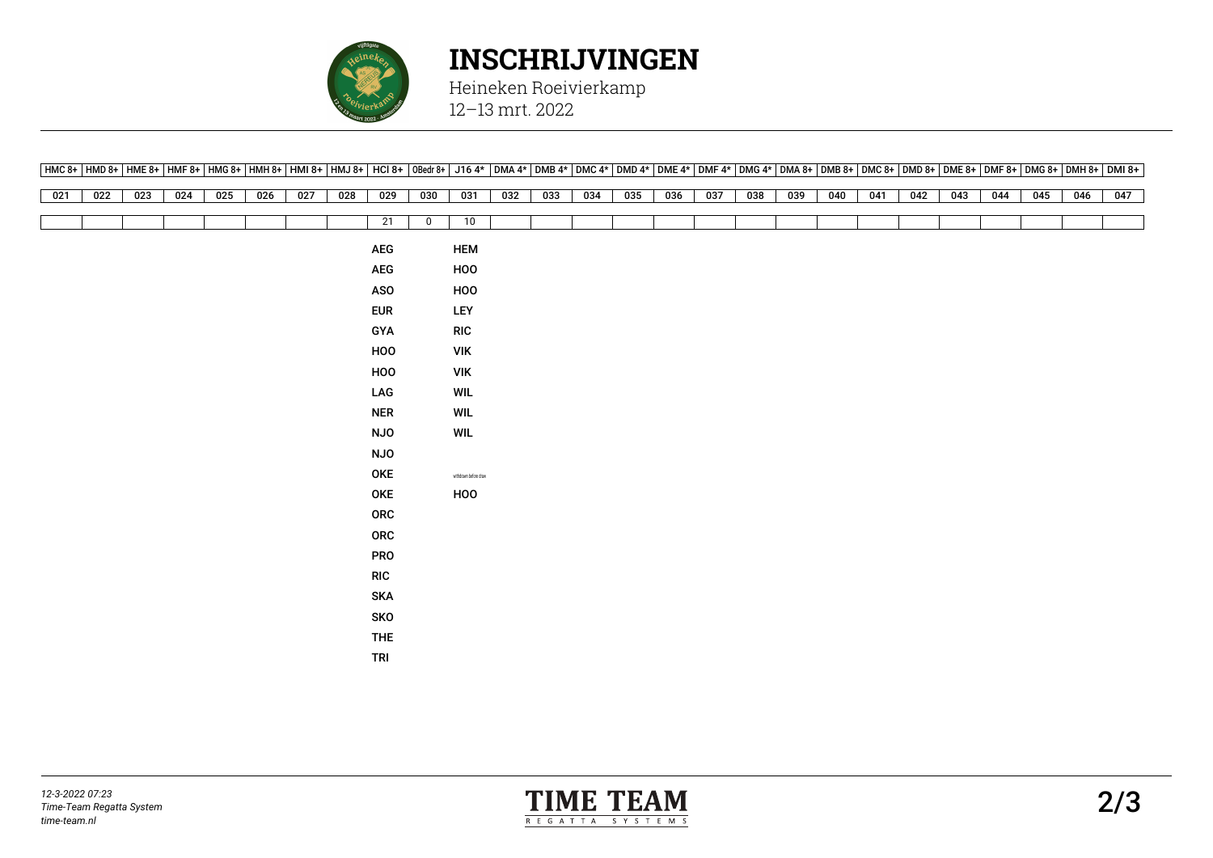# INSCHRIJVINGEN

Heineken Roeivierkamp
12–13 mrt. 2022

| HMC 8+ | HMD 8+ | HME 8+ | HMF 8+ | HMG 8+ | HMH 8+ | HMI 8+ | HMJ 8+ | HCI 8+ | OBedr 8+ | J16 4* | DMA 4* | DMB 4* | DMC 4* | DMD 4* | DME 4* | DMF 4* | DMG 4* | DMA 8+ | DMB 8+ | DMC 8+ | DMD 8+ | DME 8+ | DMF 8+ | DMG 8+ | DMH 8+ | DMI 8+ |
|---|---|---|---|---|---|---|---|---|---|---|---|---|---|---|---|---|---|---|---|---|---|---|---|---|---|---|
| 021 | 022 | 023 | 024 | 025 | 026 | 027 | 028 | 029 | 030 | 031 | 032 | 033 | 034 | 035 | 036 | 037 | 038 | 039 | 040 | 041 | 042 | 043 | 044 | 045 | 046 | 047 |
| | | | | | | | | 21 | 0 | 10 | | | | | | | | | | | | | | | | |
| | | | | | | | | AEG | | HEM | | | | | | | | | | | | | | | | |
| | | | | | | | | AEG | | HOO | | | | | | | | | | | | | | | | |
| | | | | | | | | ASO | | HOO | | | | | | | | | | | | | | | | |
| | | | | | | | | EUR | | LEY | | | | | | | | | | | | | | | | |
| | | | | | | | | GYA | | RIC | | | | | | | | | | | | | | | | |
| | | | | | | | | HOO | | VIK | | | | | | | | | | | | | | | | |
| | | | | | | | | HOO | | VIK | | | | | | | | | | | | | | | | |
| | | | | | | | | LAG | | WIL | | | | | | | | | | | | | | | | |
| | | | | | | | | NER | | WIL | | | | | | | | | | | | | | | | |
| | | | | | | | | NJO | | WIL | | | | | | | | | | | | | | | | |
| | | | | | | | | NJO | | | | | | | | | | | | | | | | | | |
| | | | | | | | | OKE | | withdrawn before draw | | | | | | | | | | | | | | | | |
| | | | | | | | | OKE | | HOO | | | | | | | | | | | | | | | | |
| | | | | | | | | ORC | | | | | | | | | | | | | | | | | | |
| | | | | | | | | ORC | | | | | | | | | | | | | | | | | | |
| | | | | | | | | PRO | | | | | | | | | | | | | | | | | | |
| | | | | | | | | RIC | | | | | | | | | | | | | | | | | | |
| | | | | | | | | SKA | | | | | | | | | | | | | | | | | | |
| | | | | | | | | SKO | | | | | | | | | | | | | | | | | | |
| | | | | | | | | THE | | | | | | | | | | | | | | | | | | |
| | | | | | | | | TRI | | | | | | | | | | | | | | | | | | |

*12-3-2022 07:23*
*Time-Team Regatta System*
*time-team.nl*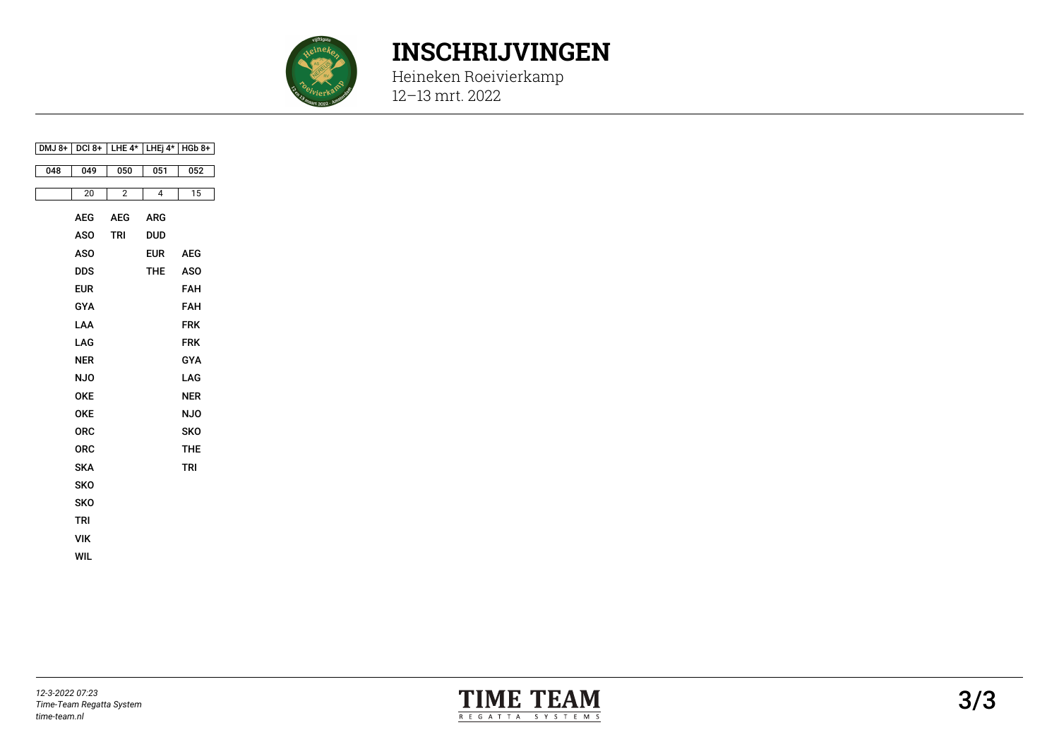# INSCHRIJVINGEN

Heineken Roeivierkamp
12–13 mrt. 2022

| DMJ 8+ | DCl 8+ | LHE 4* | LHEj 4* | HGb 8+ |
|---|---|---|---|---|
| 048 | 049 | 050 | 051 | 052 |
| | 20 | 2 | 4 | 15 |
| | AEG | AEG | ARG | |
| | ASO | TRI | DUD | |
| | ASO | | EUR | AEG |
| | DDS | | THE | ASO |
| | EUR | | | FAH |
| | GYA | | | FAH |
| | LAA | | | FRK |
| | LAG | | | FRK |
| | NER | | | GYA |
| | NJO | | | LAG |
| | OKE | | | NER |
| | OKE | | | NJO |
| | ORC | | | SKO |
| | ORC | | | THE |
| | SKA | | | TRI |
| | SKO | | | |
| | SKO | | | |
| | TRI | | | |
| | VIK | | | |
| | WIL | | | |

*12-3-2022 07:23*
*Time-Team Regatta System*
*time-team.nl*